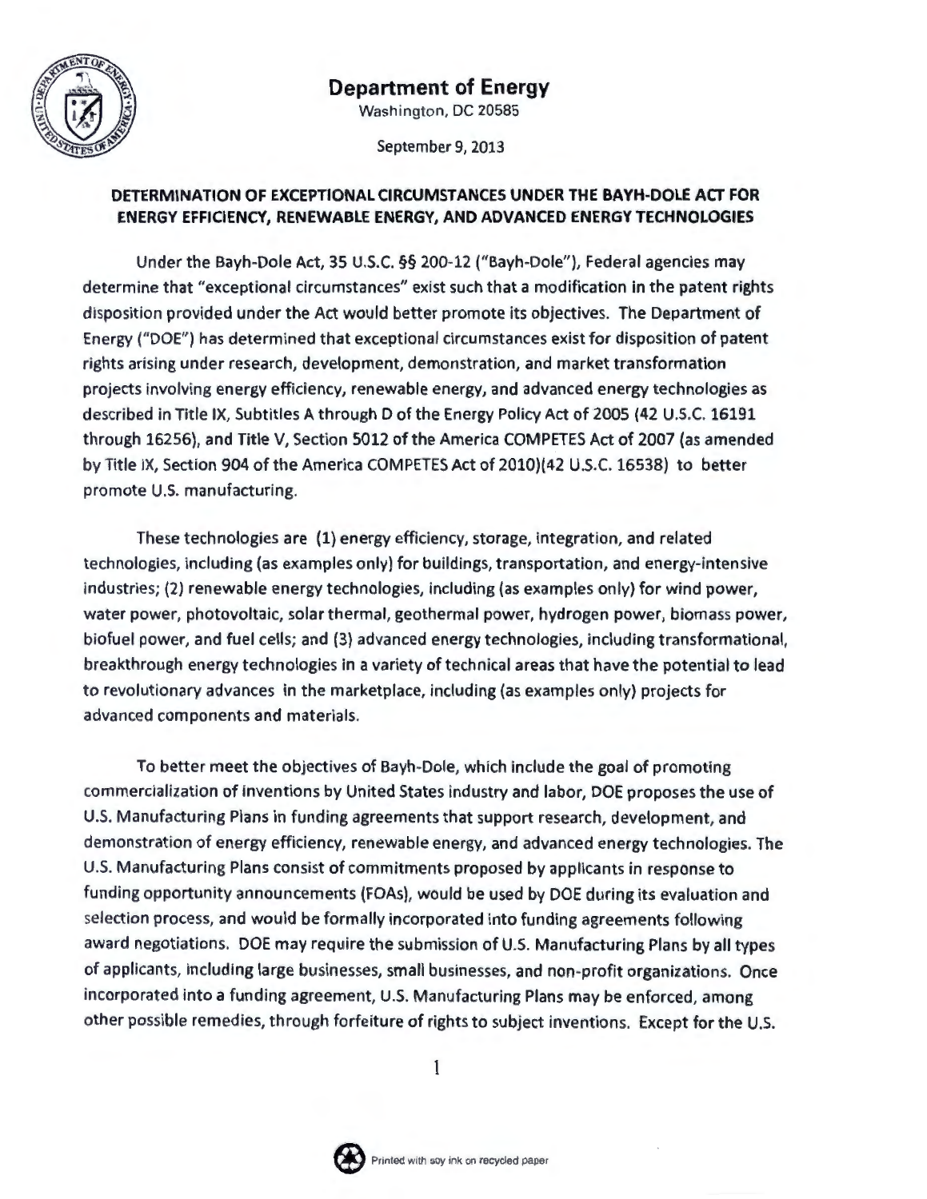# Department of Energy

Washington, DC 20585

September 9, 2013

**DETERMINATION OF EXCEPTIONAL CIRCUMSTANCES UNDER THE BAYH-DOLE ACT FOR ENERGY EFFICIENCY, RENEWABLE ENERGY, AND ADVANCED ENERGY TECHNOLOGIES**

Under the Bayh-Dole Act, 35 U.S.C. §§ 200-12 ("Bayh-Dole"), Federal agencies may determine that "exceptional circumstances" exist such that a modification in the patent rights disposition provided under the Act would better promote its objectives. The Department of Energy ("DOE") has determined that exceptional circumstances exist for disposition of patent rights arising under research, development, demonstration, and market transformation projects involving energy efficiency, renewable energy, and advanced energy technologies as described in Title IX, Subtitles A through D of the Energy Policy Act of 2005 (42 U.S.C. 16191 through 16256), and Title V, Section 5012 of the America COMPETES Act of 2007 (as amended by Title IX, Section 904 of the America COMPETES Act of 2010)(42 U.S.C. 16538) to better promote U.S. manufacturing.

These technologies are (1) energy efficiency, storage, integration, and related technologies, including (as examples only) for buildings, transportation, and energy-intensive industries; (2) renewable energy technologies, including (as examples only) for wind power, water power, photovoltaic, solar thermal, geothermal power, hydrogen power, biomass power, biofuel power, and fuel cells; and (3) advanced energy technologies, including transformational, breakthrough energy technologies in a variety of technical areas that have the potential to lead to revolutionary advances in the marketplace, including (as examples only) projects for advanced components and materials.

To better meet the objectives of Bayh-Dole, which include the goal of promoting commercialization of inventions by United States industry and labor, DOE proposes the use of U.S. Manufacturing Plans in funding agreements that support research, development, and demonstration of energy efficiency, renewable energy, and advanced energy technologies. The U.S. Manufacturing Plans consist of commitments proposed by applicants in response to funding opportunity announcements (FOAs), would be used by DOE during its evaluation and selection process, and would be formally incorporated into funding agreements following award negotiations. DOE may require the submission of U.S. Manufacturing Plans by all types of applicants, including large businesses, small businesses, and non-profit organizations. Once incorporated into a funding agreement, U.S. Manufacturing Plans may be enforced, among other possible remedies, through forfeiture of rights to subject inventions. Except for the U.S.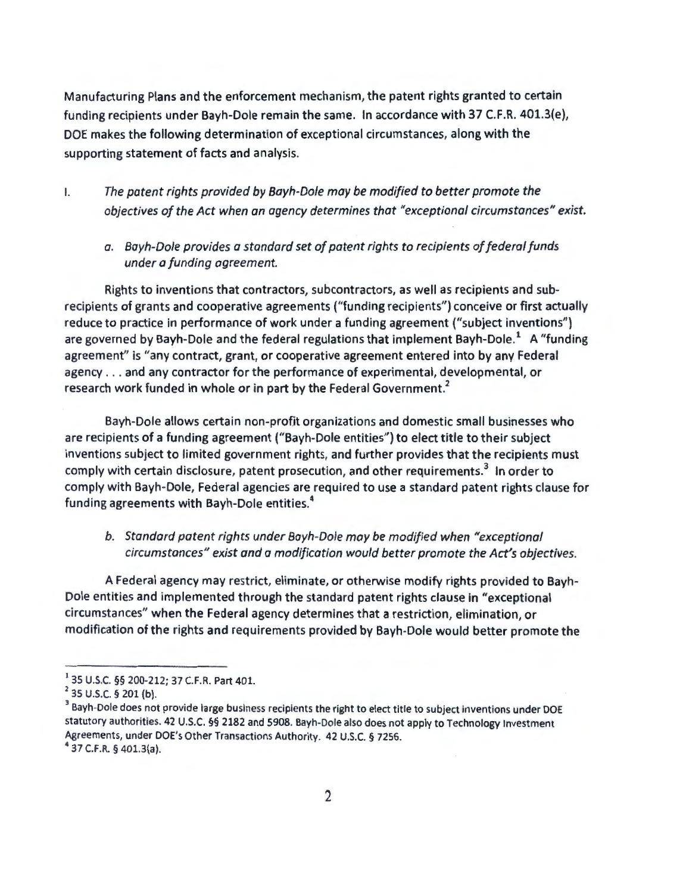Manufacturing Plans and the enforcement mechanism, the patent rights granted to certain funding recipients under Bayh-Dole remain the same. In accordance with 37 C.F.R. 401.3(e), DOE makes the following determination of exceptional circumstances, along with the supporting statement of facts and analysis.

I. *The patent rights provided by Bayh-Dole may be modified to better promote the objectives of the Act when an agency determines that "exceptional circumstances" exist.*

a. *Bayh-Dole provides a standard set of patent rights to recipients of federal funds under a funding agreement.*

Rights to inventions that contractors, subcontractors, as well as recipients and sub-recipients of grants and cooperative agreements ("funding recipients") conceive or first actually reduce to practice in performance of work under a funding agreement ("subject inventions") are governed by Bayh-Dole and the federal regulations that implement Bayh-Dole.[1] A "funding agreement" is "any contract, grant, or cooperative agreement entered into by any Federal agency . . . and any contractor for the performance of experimental, developmental, or research work funded in whole or in part by the Federal Government.[2]

Bayh-Dole allows certain non-profit organizations and domestic small businesses who are recipients of a funding agreement ("Bayh-Dole entities") to elect title to their subject inventions subject to limited government rights, and further provides that the recipients must comply with certain disclosure, patent prosecution, and other requirements.[3] In order to comply with Bayh-Dole, Federal agencies are required to use a standard patent rights clause for funding agreements with Bayh-Dole entities.[4]

b. *Standard patent rights under Bayh-Dole may be modified when "exceptional circumstances" exist and a modification would better promote the Act's objectives.*

A Federal agency may restrict, eliminate, or otherwise modify rights provided to Bayh-Dole entities and implemented through the standard patent rights clause in "exceptional circumstances" when the Federal agency determines that a restriction, elimination, or modification of the rights and requirements provided by Bayh-Dole would better promote the

---

[1] 35 U.S.C. §§ 200-212; 37 C.F.R. Part 401.

[2] 35 U.S.C. § 201 (b).

[3] Bayh-Dole does not provide large business recipients the right to elect title to subject inventions under DOE statutory authorities. 42 U.S.C. §§ 2182 and 5908. Bayh-Dole also does not apply to Technology Investment Agreements, under DOE's Other Transactions Authority. 42 U.S.C. § 7256.

[4] 37 C.F.R. § 401.3(a).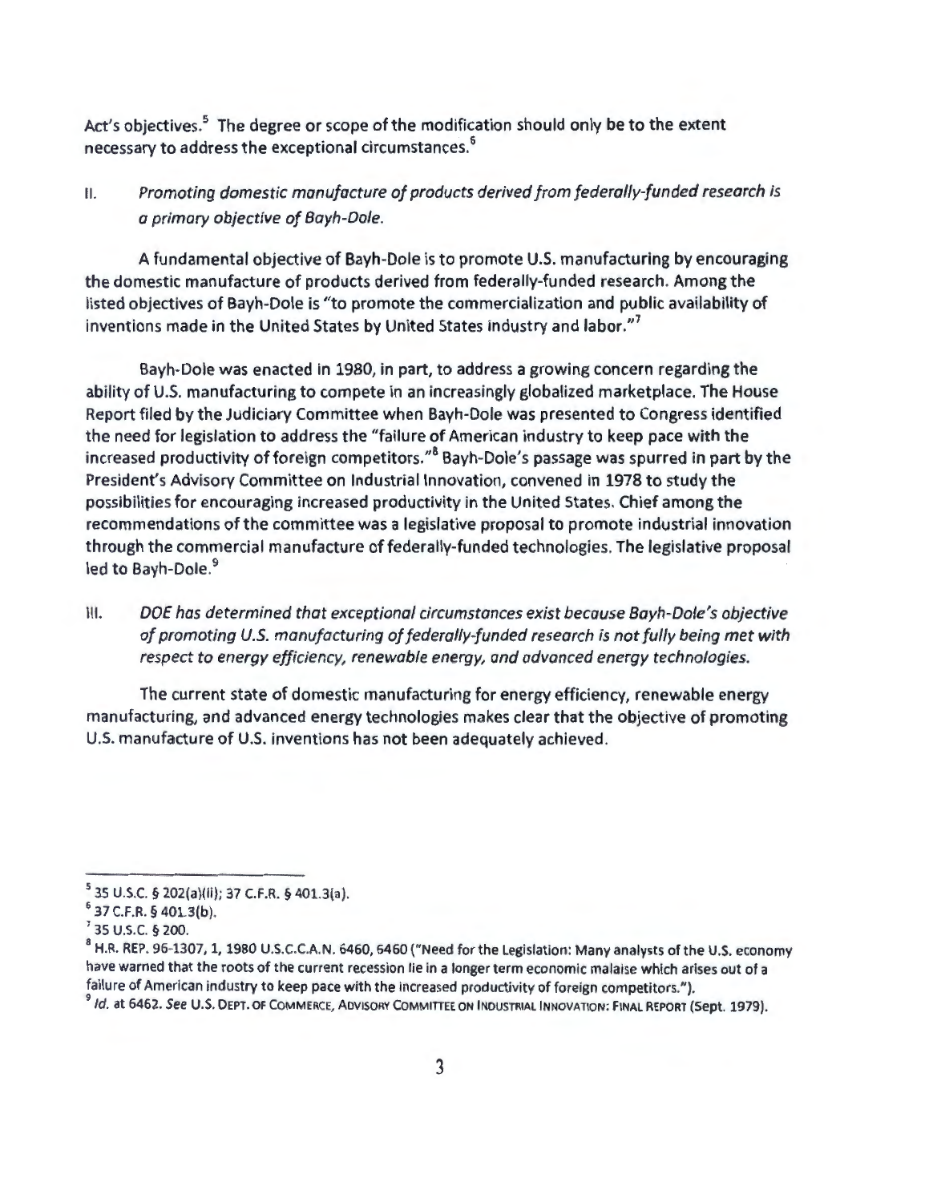Act's objectives.[5] The degree or scope of the modification should only be to the extent necessary to address the exceptional circumstances.[6]

II. *Promoting domestic manufacture of products derived from federally-funded research is a primary objective of Bayh-Dole.*

A fundamental objective of Bayh-Dole is to promote U.S. manufacturing by encouraging the domestic manufacture of products derived from federally-funded research. Among the listed objectives of Bayh-Dole is "to promote the commercialization and public availability of inventions made in the United States by United States industry and labor."[7]

Bayh-Dole was enacted in 1980, in part, to address a growing concern regarding the ability of U.S. manufacturing to compete in an increasingly globalized marketplace. The House Report filed by the Judiciary Committee when Bayh-Dole was presented to Congress identified the need for legislation to address the "failure of American industry to keep pace with the increased productivity of foreign competitors."[8] Bayh-Dole's passage was spurred in part by the President's Advisory Committee on Industrial Innovation, convened in 1978 to study the possibilities for encouraging increased productivity in the United States. Chief among the recommendations of the committee was a legislative proposal to promote industrial innovation through the commercial manufacture of federally-funded technologies. The legislative proposal led to Bayh-Dole.[9]

III. *DOE has determined that exceptional circumstances exist because Bayh-Dole's objective of promoting U.S. manufacturing of federally-funded research is not fully being met with respect to energy efficiency, renewable energy, and advanced energy technologies.*

The current state of domestic manufacturing for energy efficiency, renewable energy manufacturing, and advanced energy technologies makes clear that the objective of promoting U.S. manufacture of U.S. inventions has not been adequately achieved.

---

[5] 35 U.S.C. § 202(a)(ii); 37 C.F.R. § 401.3(a).

[6] 37 C.F.R. § 401.3(b).

[7] 35 U.S.C. § 200.

[8] H.R. REP. 96-1307, 1, 1980 U.S.C.C.A.N. 6460, 6460 ("Need for the Legislation: Many analysts of the U.S. economy have warned that the roots of the current recession lie in a longer term economic malaise which arises out of a failure of American industry to keep pace with the increased productivity of foreign competitors.").

[9] *Id.* at 6462. *See* U.S. DEPT. OF COMMERCE, ADVISORY COMMITTEE ON INDUSTRIAL INNOVATION: FINAL REPORT (Sept. 1979).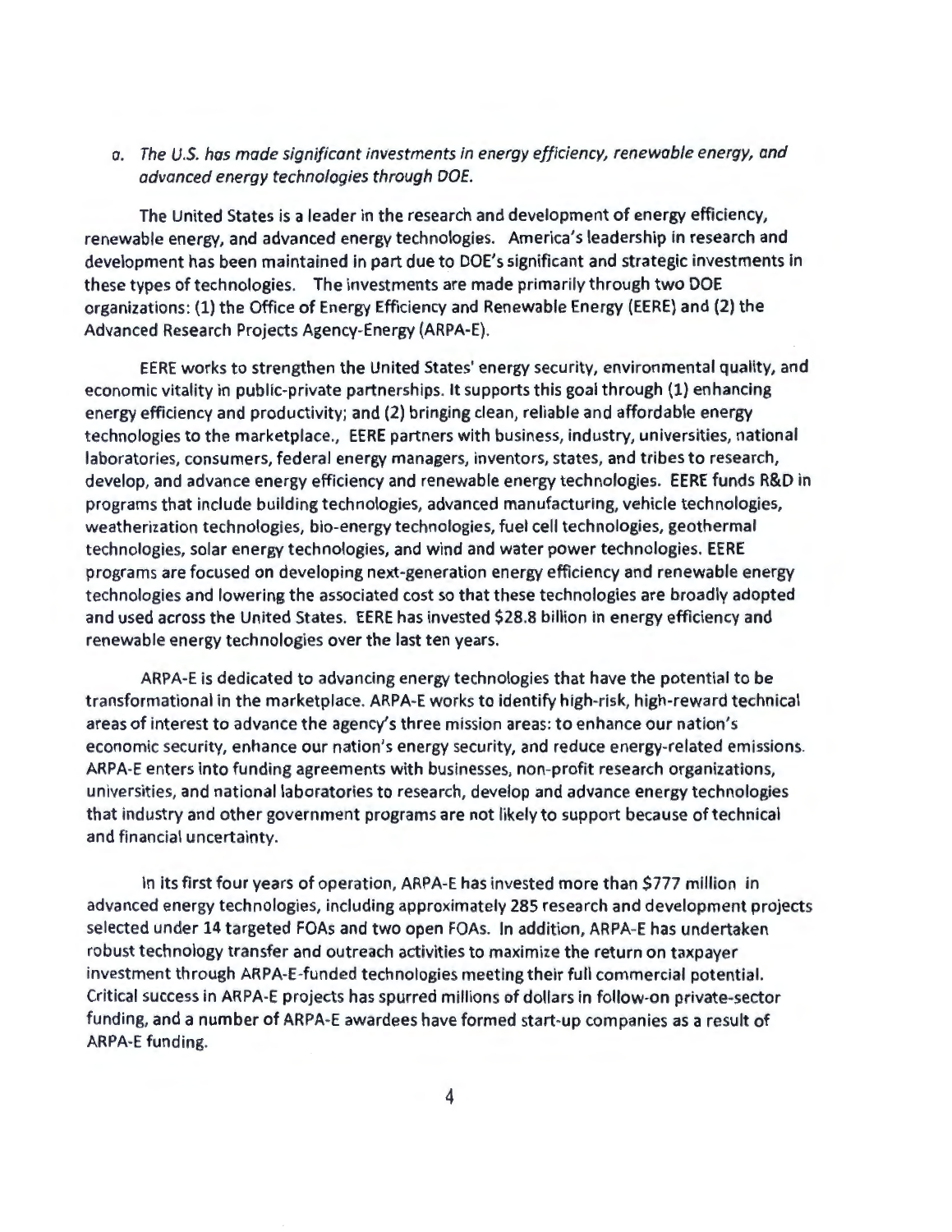a. *The U.S. has made significant investments in energy efficiency, renewable energy, and advanced energy technologies through DOE.*

The United States is a leader in the research and development of energy efficiency, renewable energy, and advanced energy technologies. America's leadership in research and development has been maintained in part due to DOE's significant and strategic investments in these types of technologies. The investments are made primarily through two DOE organizations: (1) the Office of Energy Efficiency and Renewable Energy (EERE) and (2) the Advanced Research Projects Agency-Energy (ARPA-E).

EERE works to strengthen the United States' energy security, environmental quality, and economic vitality in public-private partnerships. It supports this goal through (1) enhancing energy efficiency and productivity; and (2) bringing clean, reliable and affordable energy technologies to the marketplace., EERE partners with business, industry, universities, national laboratories, consumers, federal energy managers, inventors, states, and tribes to research, develop, and advance energy efficiency and renewable energy technologies. EERE funds R&D in programs that include building technologies, advanced manufacturing, vehicle technologies, weatherization technologies, bio-energy technologies, fuel cell technologies, geothermal technologies, solar energy technologies, and wind and water power technologies. EERE programs are focused on developing next-generation energy efficiency and renewable energy technologies and lowering the associated cost so that these technologies are broadly adopted and used across the United States. EERE has invested $28.8 billion in energy efficiency and renewable energy technologies over the last ten years.

ARPA-E is dedicated to advancing energy technologies that have the potential to be transformational in the marketplace. ARPA-E works to identify high-risk, high-reward technical areas of interest to advance the agency's three mission areas: to enhance our nation's economic security, enhance our nation's energy security, and reduce energy-related emissions. ARPA-E enters into funding agreements with businesses, non-profit research organizations, universities, and national laboratories to research, develop and advance energy technologies that industry and other government programs are not likely to support because of technical and financial uncertainty.

In its first four years of operation, ARPA-E has invested more than $777 million in advanced energy technologies, including approximately 285 research and development projects selected under 14 targeted FOAs and two open FOAs. In addition, ARPA-E has undertaken robust technology transfer and outreach activities to maximize the return on taxpayer investment through ARPA-E-funded technologies meeting their full commercial potential. Critical success in ARPA-E projects has spurred millions of dollars in follow-on private-sector funding, and a number of ARPA-E awardees have formed start-up companies as a result of ARPA-E funding.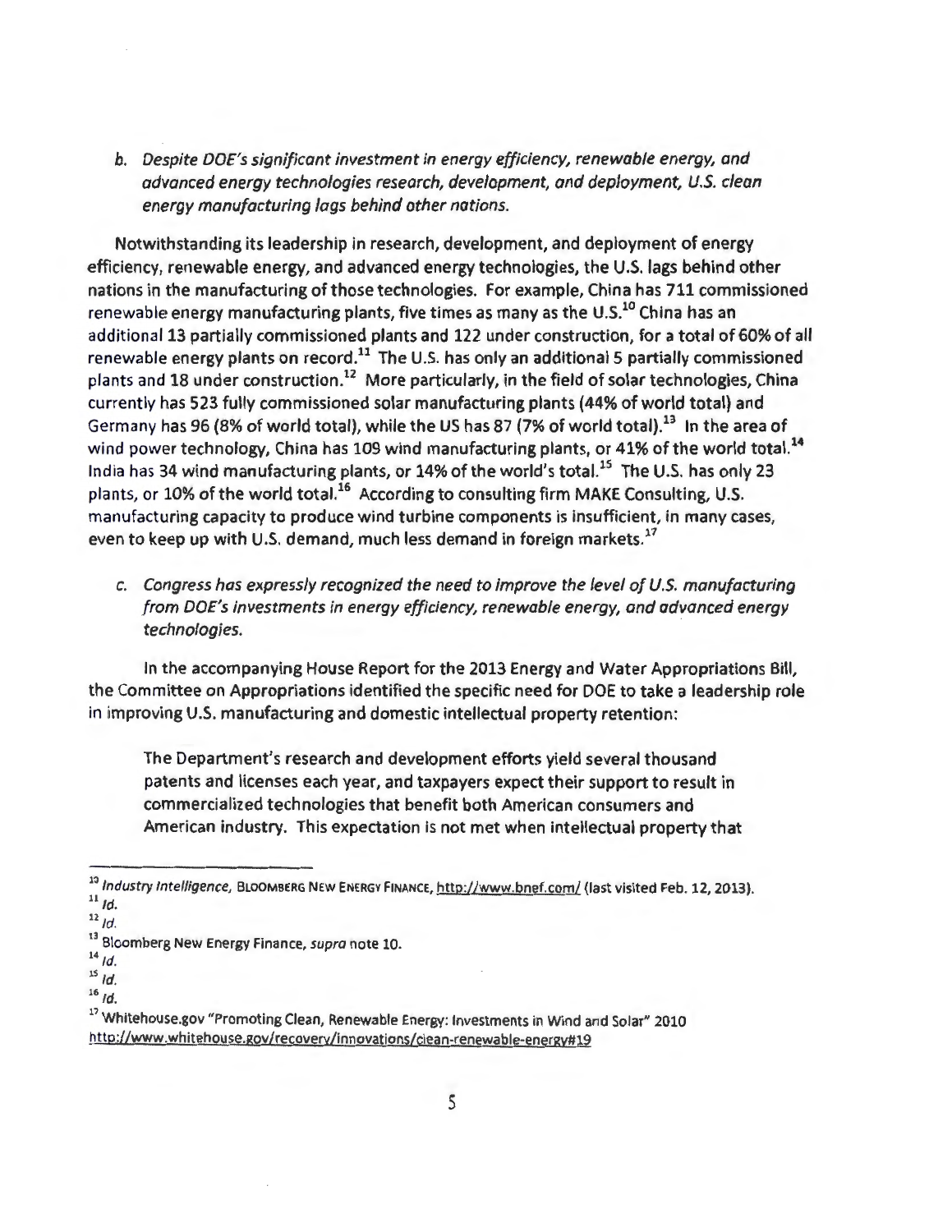*b. Despite DOE's significant investment in energy efficiency, renewable energy, and advanced energy technologies research, development, and deployment, U.S. clean energy manufacturing lags behind other nations.*

Notwithstanding its leadership in research, development, and deployment of energy efficiency, renewable energy, and advanced energy technologies, the U.S. lags behind other nations in the manufacturing of those technologies. For example, China has 711 commissioned renewable energy manufacturing plants, five times as many as the U.S.[10] China has an additional 13 partially commissioned plants and 122 under construction, for a total of 60% of all renewable energy plants on record.[11] The U.S. has only an additional 5 partially commissioned plants and 18 under construction.[12] More particularly, in the field of solar technologies, China currently has 523 fully commissioned solar manufacturing plants (44% of world total) and Germany has 96 (8% of world total), while the US has 87 (7% of world total).[13] In the area of wind power technology, China has 109 wind manufacturing plants, or 41% of the world total.[14] India has 34 wind manufacturing plants, or 14% of the world's total.[15] The U.S. has only 23 plants, or 10% of the world total.[16] According to consulting firm MAKE Consulting, U.S. manufacturing capacity to produce wind turbine components is insufficient, in many cases, even to keep up with U.S. demand, much less demand in foreign markets.[17]

*c. Congress has expressly recognized the need to improve the level of U.S. manufacturing from DOE's investments in energy efficiency, renewable energy, and advanced energy technologies.*

In the accompanying House Report for the 2013 Energy and Water Appropriations Bill, the Committee on Appropriations identified the specific need for DOE to take a leadership role in improving U.S. manufacturing and domestic intellectual property retention:

> The Department's research and development efforts yield several thousand patents and licenses each year, and taxpayers expect their support to result in commercialized technologies that benefit both American consumers and American industry. This expectation is not met when intellectual property that

---

[10] *Industry Intelligence*, BLOOMBERG NEW ENERGY FINANCE, http://www.bnef.com/ (last visited Feb. 12, 2013).

[11] *Id.*

[12] *Id.*

[13] Bloomberg New Energy Finance, *supra* note 10.

[14] *Id.*

[15] *Id.*

[16] *Id.*

[17] Whitehouse.gov "Promoting Clean, Renewable Energy: Investments in Wind and Solar" 2010 http://www.whitehouse.gov/recovery/innovations/clean-renewable-energy#19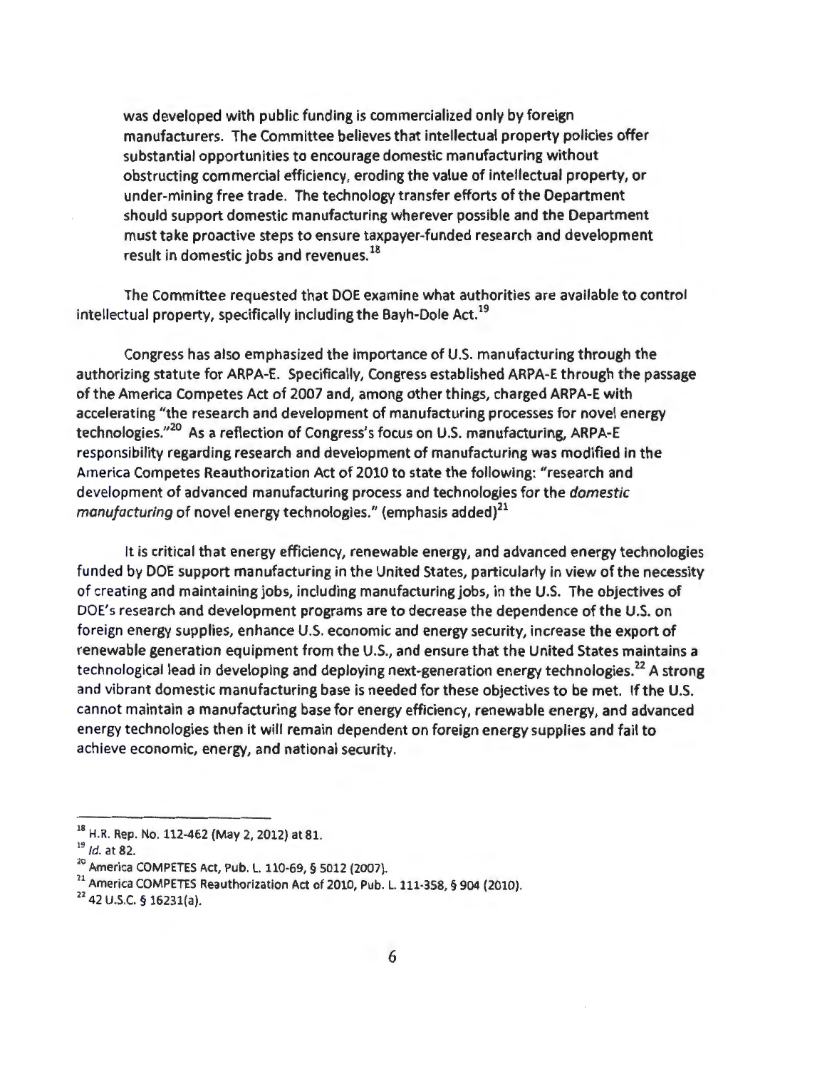> was developed with public funding is commercialized only by foreign manufacturers. The Committee believes that intellectual property policies offer substantial opportunities to encourage domestic manufacturing without obstructing commercial efficiency, eroding the value of intellectual property, or under-mining free trade. The technology transfer efforts of the Department should support domestic manufacturing wherever possible and the Department must take proactive steps to ensure taxpayer-funded research and development result in domestic jobs and revenues.[18]

The Committee requested that DOE examine what authorities are available to control intellectual property, specifically including the Bayh-Dole Act.[19]

Congress has also emphasized the importance of U.S. manufacturing through the authorizing statute for ARPA-E. Specifically, Congress established ARPA-E through the passage of the America Competes Act of 2007 and, among other things, charged ARPA-E with accelerating "the research and development of manufacturing processes for novel energy technologies."[20] As a reflection of Congress's focus on U.S. manufacturing, ARPA-E responsibility regarding research and development of manufacturing was modified in the America Competes Reauthorization Act of 2010 to state the following: "research and development of advanced manufacturing process and technologies for the *domestic manufacturing* of novel energy technologies." (emphasis added)[21]

It is critical that energy efficiency, renewable energy, and advanced energy technologies funded by DOE support manufacturing in the United States, particularly in view of the necessity of creating and maintaining jobs, including manufacturing jobs, in the U.S. The objectives of DOE's research and development programs are to decrease the dependence of the U.S. on foreign energy supplies, enhance U.S. economic and energy security, increase the export of renewable generation equipment from the U.S., and ensure that the United States maintains a technological lead in developing and deploying next-generation energy technologies.[22] A strong and vibrant domestic manufacturing base is needed for these objectives to be met. If the U.S. cannot maintain a manufacturing base for energy efficiency, renewable energy, and advanced energy technologies then it will remain dependent on foreign energy supplies and fail to achieve economic, energy, and national security.

---

[18] H.R. Rep. No. 112-462 (May 2, 2012) at 81.

[19] *Id.* at 82.

[20] America COMPETES Act, Pub. L. 110-69, § 5012 (2007).

[21] America COMPETES Reauthorization Act of 2010, Pub. L. 111-358, § 904 (2010).

[22] 42 U.S.C. § 16231(a).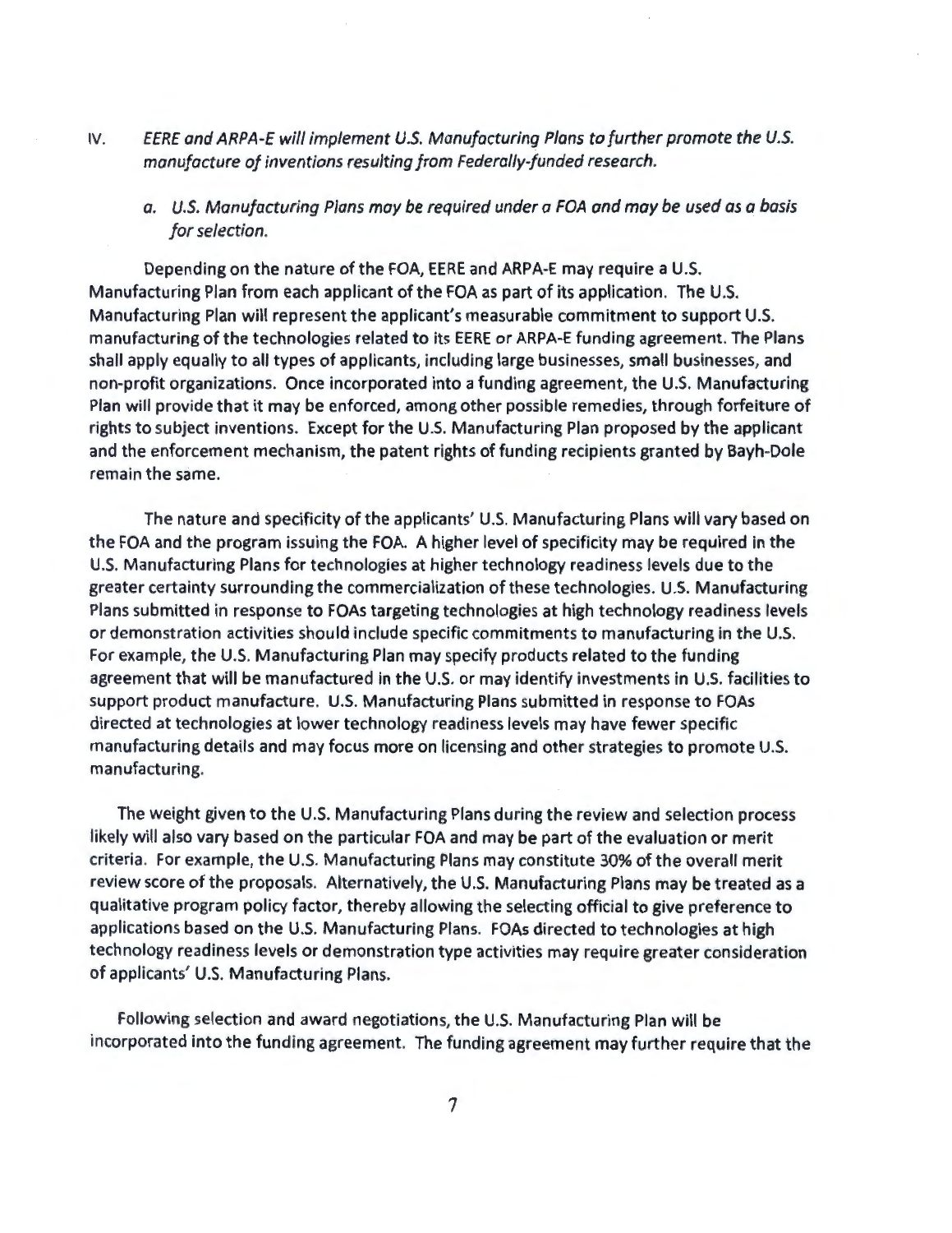IV. *EERE and ARPA-E will implement U.S. Manufacturing Plans to further promote the U.S. manufacture of inventions resulting from Federally-funded research.*

*a. U.S. Manufacturing Plans may be required under a FOA and may be used as a basis for selection.*

Depending on the nature of the FOA, EERE and ARPA-E may require a U.S. Manufacturing Plan from each applicant of the FOA as part of its application. The U.S. Manufacturing Plan will represent the applicant's measurable commitment to support U.S. manufacturing of the technologies related to its EERE or ARPA-E funding agreement. The Plans shall apply equally to all types of applicants, including large businesses, small businesses, and non-profit organizations. Once incorporated into a funding agreement, the U.S. Manufacturing Plan will provide that it may be enforced, among other possible remedies, through forfeiture of rights to subject inventions. Except for the U.S. Manufacturing Plan proposed by the applicant and the enforcement mechanism, the patent rights of funding recipients granted by Bayh-Dole remain the same.

The nature and specificity of the applicants' U.S. Manufacturing Plans will vary based on the FOA and the program issuing the FOA. A higher level of specificity may be required in the U.S. Manufacturing Plans for technologies at higher technology readiness levels due to the greater certainty surrounding the commercialization of these technologies. U.S. Manufacturing Plans submitted in response to FOAs targeting technologies at high technology readiness levels or demonstration activities should include specific commitments to manufacturing in the U.S. For example, the U.S. Manufacturing Plan may specify products related to the funding agreement that will be manufactured in the U.S. or may identify investments in U.S. facilities to support product manufacture. U.S. Manufacturing Plans submitted in response to FOAs directed at technologies at lower technology readiness levels may have fewer specific manufacturing details and may focus more on licensing and other strategies to promote U.S. manufacturing.

The weight given to the U.S. Manufacturing Plans during the review and selection process likely will also vary based on the particular FOA and may be part of the evaluation or merit criteria. For example, the U.S. Manufacturing Plans may constitute 30% of the overall merit review score of the proposals. Alternatively, the U.S. Manufacturing Plans may be treated as a qualitative program policy factor, thereby allowing the selecting official to give preference to applications based on the U.S. Manufacturing Plans. FOAs directed to technologies at high technology readiness levels or demonstration type activities may require greater consideration of applicants' U.S. Manufacturing Plans.

Following selection and award negotiations, the U.S. Manufacturing Plan will be incorporated into the funding agreement. The funding agreement may further require that the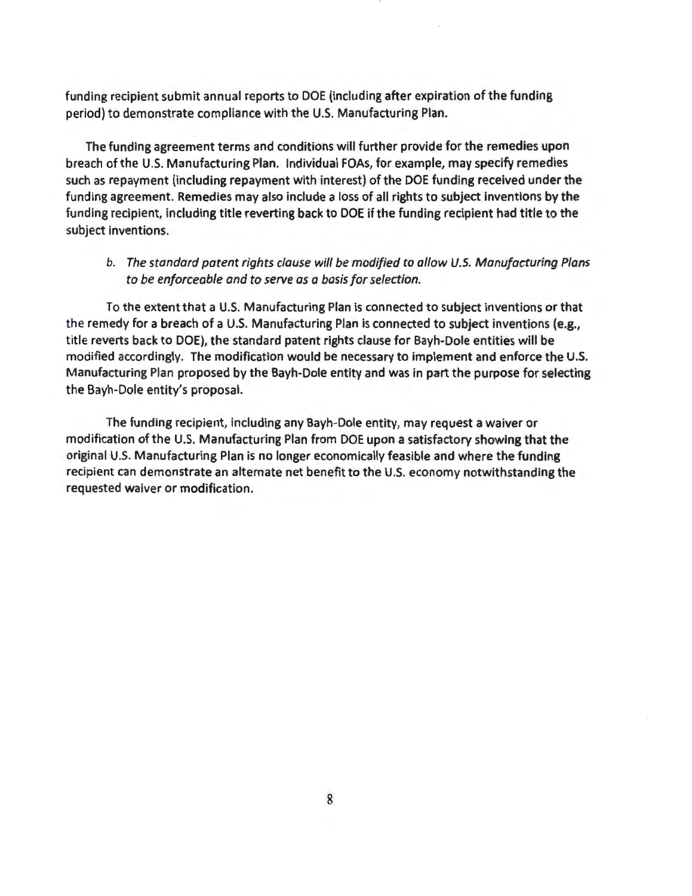funding recipient submit annual reports to DOE (including after expiration of the funding period) to demonstrate compliance with the U.S. Manufacturing Plan.

The funding agreement terms and conditions will further provide for the remedies upon breach of the U.S. Manufacturing Plan. Individual FOAs, for example, may specify remedies such as repayment (including repayment with interest) of the DOE funding received under the funding agreement. Remedies may also include a loss of all rights to subject inventions by the funding recipient, including title reverting back to DOE if the funding recipient had title to the subject inventions.

b. *The standard patent rights clause will be modified to allow U.S. Manufacturing Plans to be enforceable and to serve as a basis for selection.*

To the extent that a U.S. Manufacturing Plan is connected to subject inventions or that the remedy for a breach of a U.S. Manufacturing Plan is connected to subject inventions (e.g., title reverts back to DOE), the standard patent rights clause for Bayh-Dole entities will be modified accordingly. The modification would be necessary to implement and enforce the U.S. Manufacturing Plan proposed by the Bayh-Dole entity and was in part the purpose for selecting the Bayh-Dole entity's proposal.

The funding recipient, including any Bayh-Dole entity, may request a waiver or modification of the U.S. Manufacturing Plan from DOE upon a satisfactory showing that the original U.S. Manufacturing Plan is no longer economically feasible and where the funding recipient can demonstrate an alternate net benefit to the U.S. economy notwithstanding the requested waiver or modification.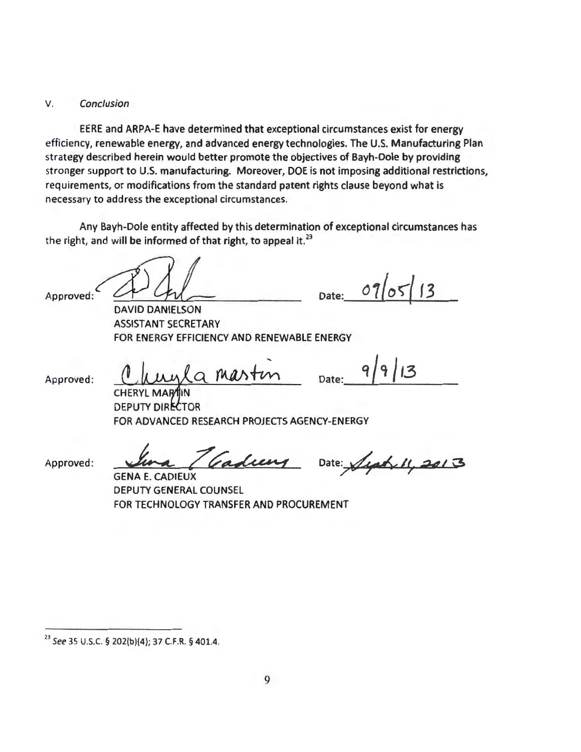## V. *Conclusion*

EERE and ARPA-E have determined that exceptional circumstances exist for energy efficiency, renewable energy, and advanced energy technologies. The U.S. Manufacturing Plan strategy described herein would better promote the objectives of Bayh-Dole by providing stronger support to U.S. manufacturing. Moreover, DOE is not imposing additional restrictions, requirements, or modifications from the standard patent rights clause beyond what is necessary to address the exceptional circumstances.

Any Bayh-Dole entity affected by this determination of exceptional circumstances has the right, and will be informed of that right, to appeal it.[23]

Approved: ______________________ Date: 09/05/13

DAVID DANIELSON
ASSISTANT SECRETARY
FOR ENERGY EFFICIENCY AND RENEWABLE ENERGY

Approved: Cheryla martin Date: 9/9/13

CHERYL MARTIN
DEPUTY DIRECTOR
FOR ADVANCED RESEARCH PROJECTS AGENCY-ENERGY

Approved: Gena E. Cadieux Date: Sept. 11, 2013

GENA E. CADIEUX
DEPUTY GENERAL COUNSEL
FOR TECHNOLOGY TRANSFER AND PROCUREMENT

---

[23] *See* 35 U.S.C. § 202(b)(4); 37 C.F.R. § 401.4.